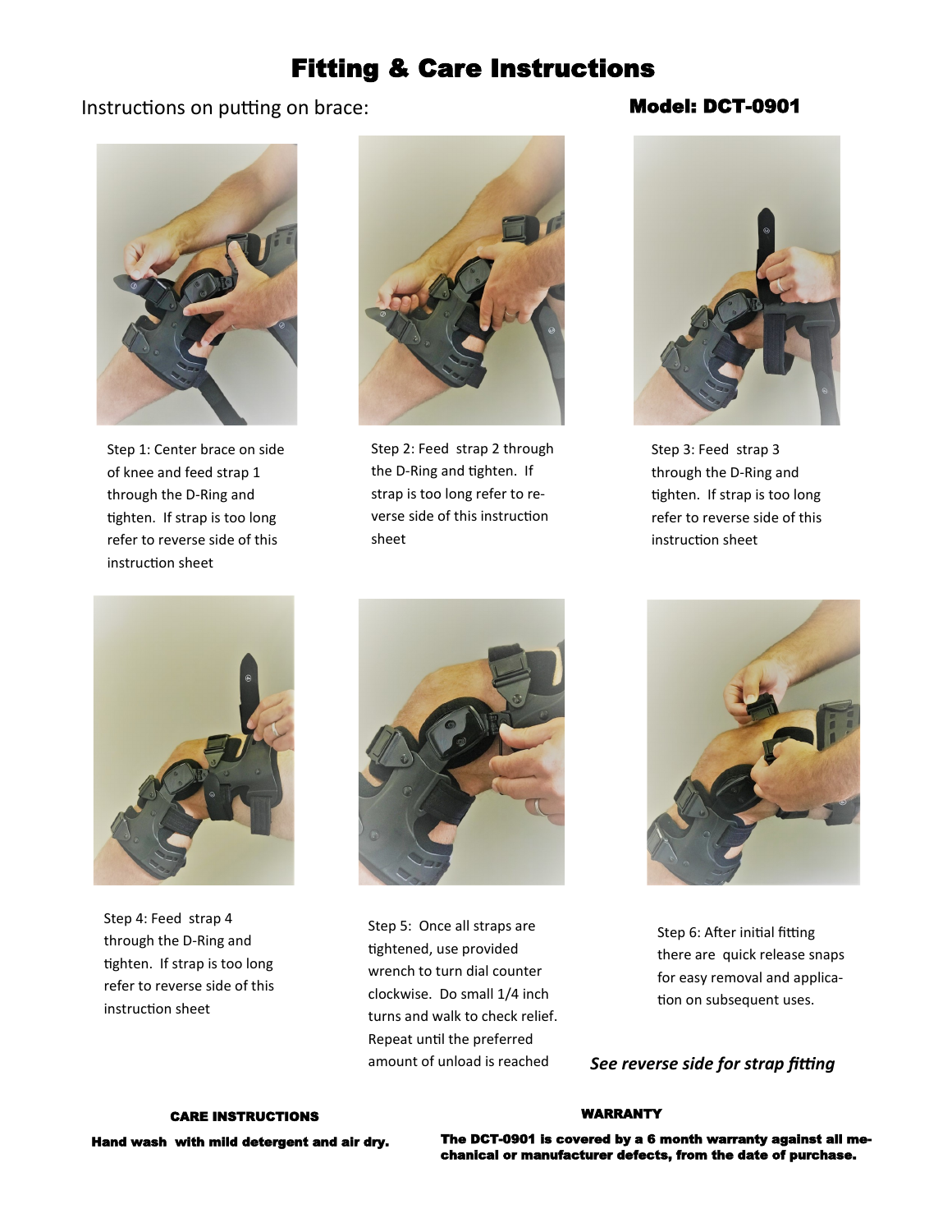# Fitting & Care Instructions

Instructions on putting on brace:

**Model: DCT-0901**

Step 1: Center brace on side of knee and feed strap 1 through the D-Ring and tighten. If strap is too long refer to reverse side of this instruction sheet

Step 2: Feed strap 2 through the D-Ring and tighten. If strap is too long refer to reverse side of this instruction sheet

Step 3: Feed strap 3 through the D-Ring and tighten. If strap is too long refer to reverse side of this instruction sheet

Step 4: Feed strap 4 through the D-Ring and tighten. If strap is too long refer to reverse side of this instruction sheet

Step 5: Once all straps are tightened, use provided wrench to turn dial counter clockwise. Do small 1/4 inch turns and walk to check relief. Repeat until the preferred amount of unload is reached

Step 6: After initial fitting there are quick release snaps for easy removal and application on subsequent uses.

***See reverse side for strap fitting***

**CARE INSTRUCTIONS**

**Hand wash with mild detergent and air dry.**

**WARRANTY**

**The DCT-0901 is covered by a 6 month warranty against all mechanical or manufacturer defects, from the date of purchase.**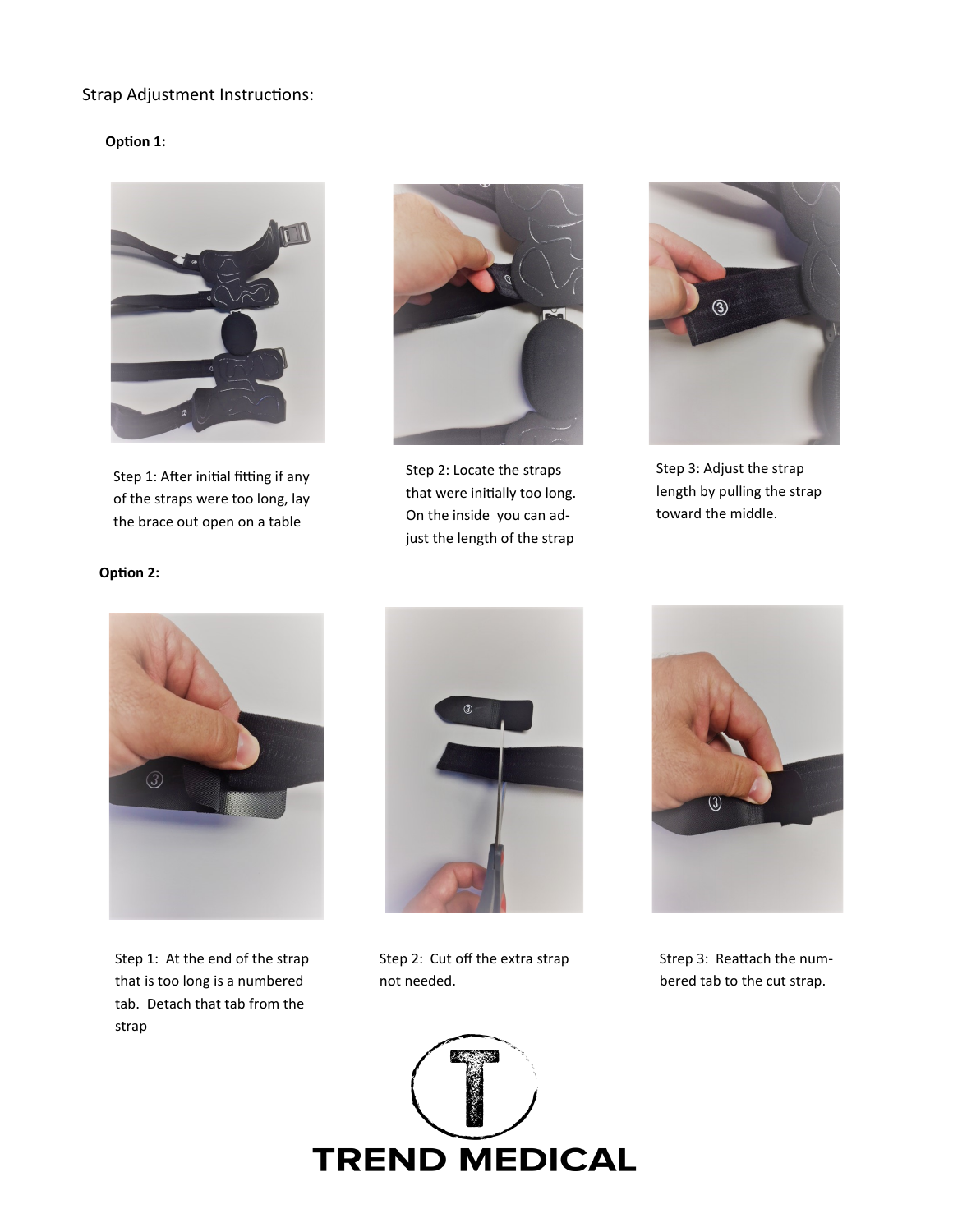Strap Adjustment Instructions:

**Option 1:**

Step 1: After initial fitting if any of the straps were too long, lay the brace out open on a table

Step 2: Locate the straps that were initially too long. On the inside you can adjust the length of the strap

Step 3: Adjust the strap length by pulling the strap toward the middle.

**Option 2:**

Step 1: At the end of the strap that is too long is a numbered tab. Detach that tab from the strap

Step 2: Cut off the extra strap not needed.

Strep 3: Reattach the numbered tab to the cut strap.

TREND MEDICAL